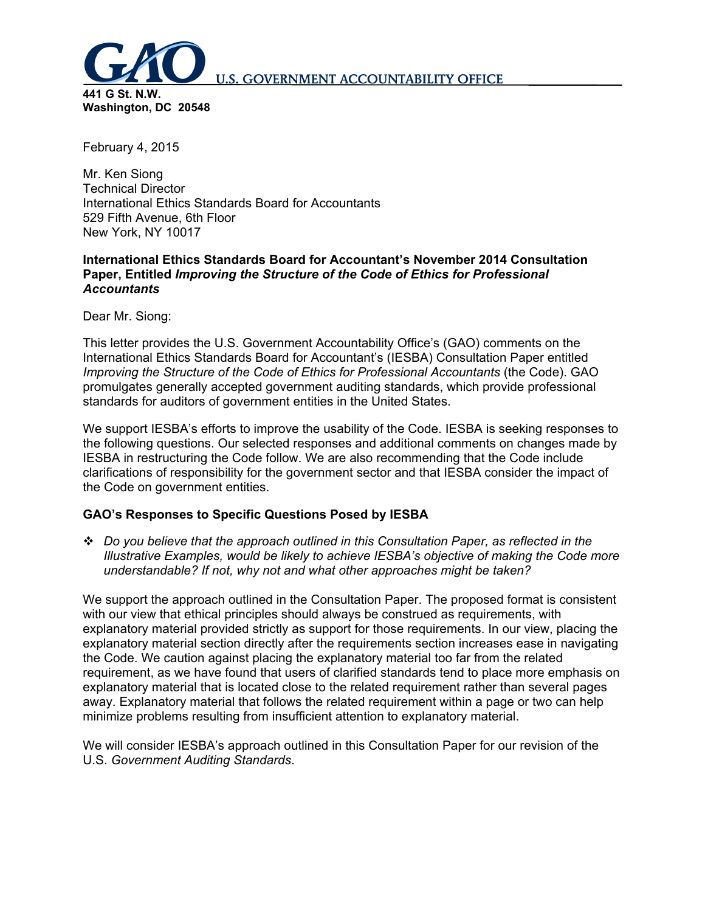**U.S. GOVERNMENT ACCOUNTABILITY OFFICE**

**441 G St. N.W.**
**Washington, DC 20548**

February 4, 2015

Mr. Ken Siong
Technical Director
International Ethics Standards Board for Accountants
529 Fifth Avenue, 6th Floor
New York, NY 10017

**International Ethics Standards Board for Accountant's November 2014 Consultation Paper, Entitled *Improving the Structure of the Code of Ethics for Professional Accountants***

Dear Mr. Siong:

This letter provides the U.S. Government Accountability Office's (GAO) comments on the International Ethics Standards Board for Accountant's (IESBA) Consultation Paper entitled *Improving the Structure of the Code of Ethics for Professional Accountants* (the Code). GAO promulgates generally accepted government auditing standards, which provide professional standards for auditors of government entities in the United States.

We support IESBA's efforts to improve the usability of the Code. IESBA is seeking responses to the following questions. Our selected responses and additional comments on changes made by IESBA in restructuring the Code follow. We are also recommending that the Code include clarifications of responsibility for the government sector and that IESBA consider the impact of the Code on government entities.

**GAO's Responses to Specific Questions Posed by IESBA**

- *Do you believe that the approach outlined in this Consultation Paper, as reflected in the Illustrative Examples, would be likely to achieve IESBA's objective of making the Code more understandable? If not, why not and what other approaches might be taken?*

We support the approach outlined in the Consultation Paper. The proposed format is consistent with our view that ethical principles should always be construed as requirements, with explanatory material provided strictly as support for those requirements. In our view, placing the explanatory material section directly after the requirements section increases ease in navigating the Code. We caution against placing the explanatory material too far from the related requirement, as we have found that users of clarified standards tend to place more emphasis on explanatory material that is located close to the related requirement rather than several pages away. Explanatory material that follows the related requirement within a page or two can help minimize problems resulting from insufficient attention to explanatory material.

We will consider IESBA's approach outlined in this Consultation Paper for our revision of the U.S. *Government Auditing Standards*.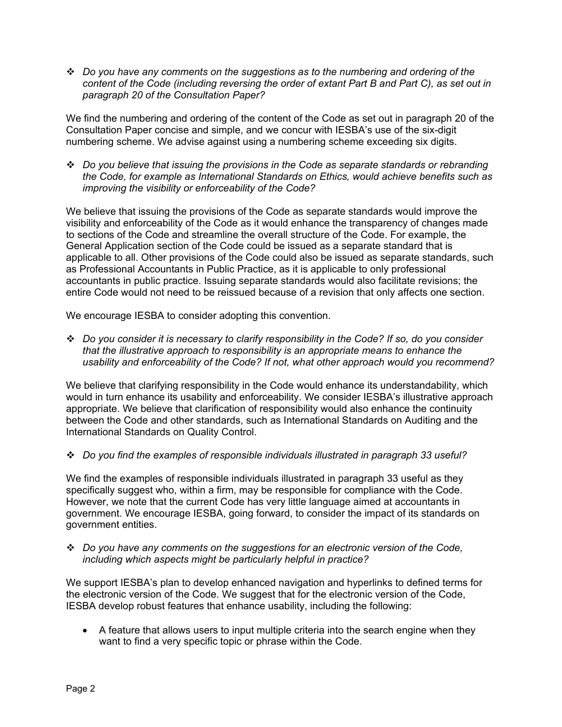- *Do you have any comments on the suggestions as to the numbering and ordering of the content of the Code (including reversing the order of extant Part B and Part C), as set out in paragraph 20 of the Consultation Paper?*

We find the numbering and ordering of the content of the Code as set out in paragraph 20 of the Consultation Paper concise and simple, and we concur with IESBA's use of the six-digit numbering scheme. We advise against using a numbering scheme exceeding six digits.

- *Do you believe that issuing the provisions in the Code as separate standards or rebranding the Code, for example as International Standards on Ethics, would achieve benefits such as improving the visibility or enforceability of the Code?*

We believe that issuing the provisions of the Code as separate standards would improve the visibility and enforceability of the Code as it would enhance the transparency of changes made to sections of the Code and streamline the overall structure of the Code. For example, the General Application section of the Code could be issued as a separate standard that is applicable to all. Other provisions of the Code could also be issued as separate standards, such as Professional Accountants in Public Practice, as it is applicable to only professional accountants in public practice. Issuing separate standards would also facilitate revisions; the entire Code would not need to be reissued because of a revision that only affects one section.

We encourage IESBA to consider adopting this convention.

- *Do you consider it is necessary to clarify responsibility in the Code? If so, do you consider that the illustrative approach to responsibility is an appropriate means to enhance the usability and enforceability of the Code? If not, what other approach would you recommend?*

We believe that clarifying responsibility in the Code would enhance its understandability, which would in turn enhance its usability and enforceability. We consider IESBA's illustrative approach appropriate. We believe that clarification of responsibility would also enhance the continuity between the Code and other standards, such as International Standards on Auditing and the International Standards on Quality Control.

- *Do you find the examples of responsible individuals illustrated in paragraph 33 useful?*

We find the examples of responsible individuals illustrated in paragraph 33 useful as they specifically suggest who, within a firm, may be responsible for compliance with the Code. However, we note that the current Code has very little language aimed at accountants in government. We encourage IESBA, going forward, to consider the impact of its standards on government entities.

- *Do you have any comments on the suggestions for an electronic version of the Code, including which aspects might be particularly helpful in practice?*

We support IESBA's plan to develop enhanced navigation and hyperlinks to defined terms for the electronic version of the Code. We suggest that for the electronic version of the Code, IESBA develop robust features that enhance usability, including the following:

- A feature that allows users to input multiple criteria into the search engine when they want to find a very specific topic or phrase within the Code.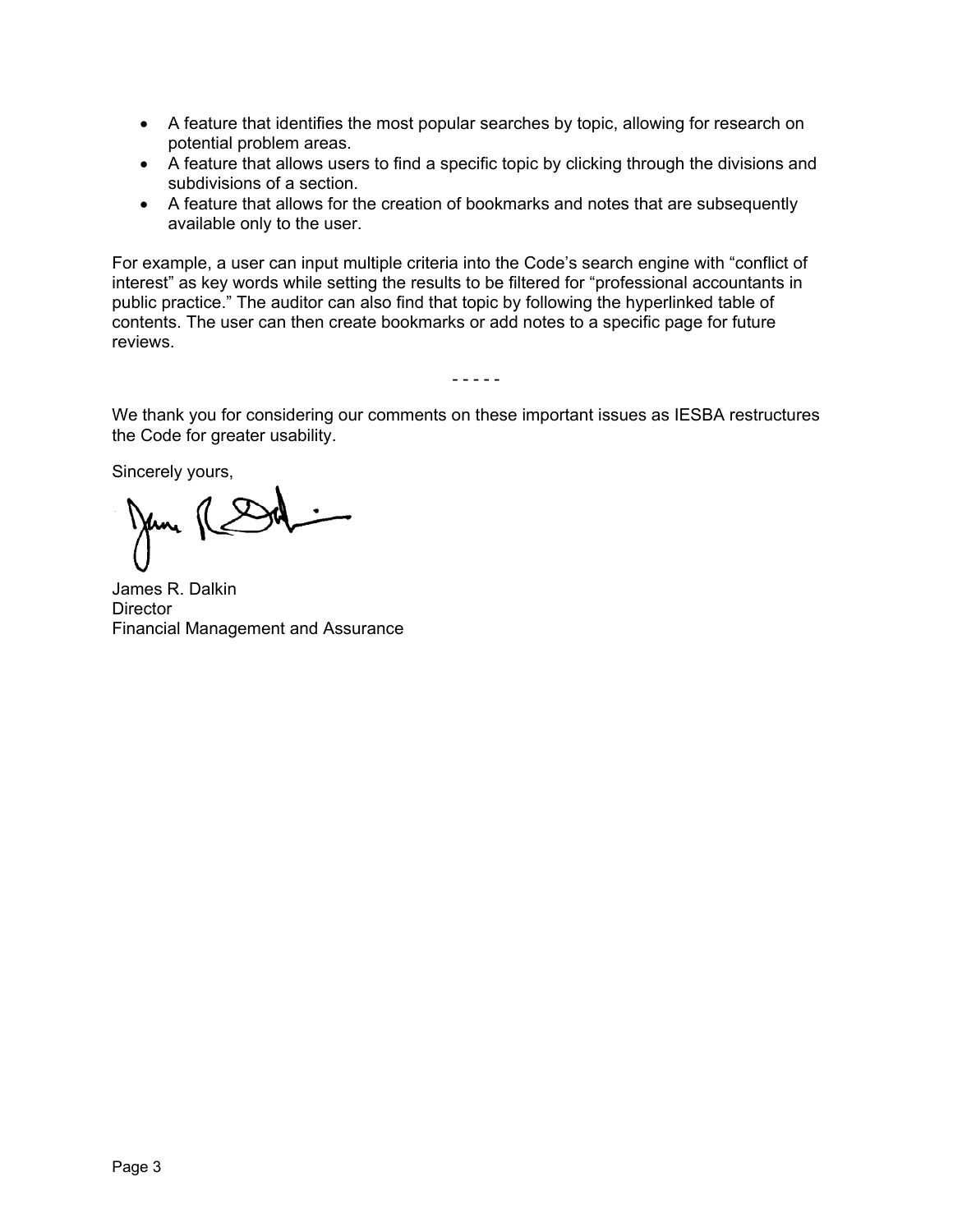- A feature that identifies the most popular searches by topic, allowing for research on potential problem areas.
- A feature that allows users to find a specific topic by clicking through the divisions and subdivisions of a section.
- A feature that allows for the creation of bookmarks and notes that are subsequently available only to the user.

For example, a user can input multiple criteria into the Code's search engine with "conflict of interest" as key words while setting the results to be filtered for "professional accountants in public practice." The auditor can also find that topic by following the hyperlinked table of contents. The user can then create bookmarks or add notes to a specific page for future reviews.

- - - - -

We thank you for considering our comments on these important issues as IESBA restructures the Code for greater usability.

Sincerely yours,

James R. Dalkin
Director
Financial Management and Assurance